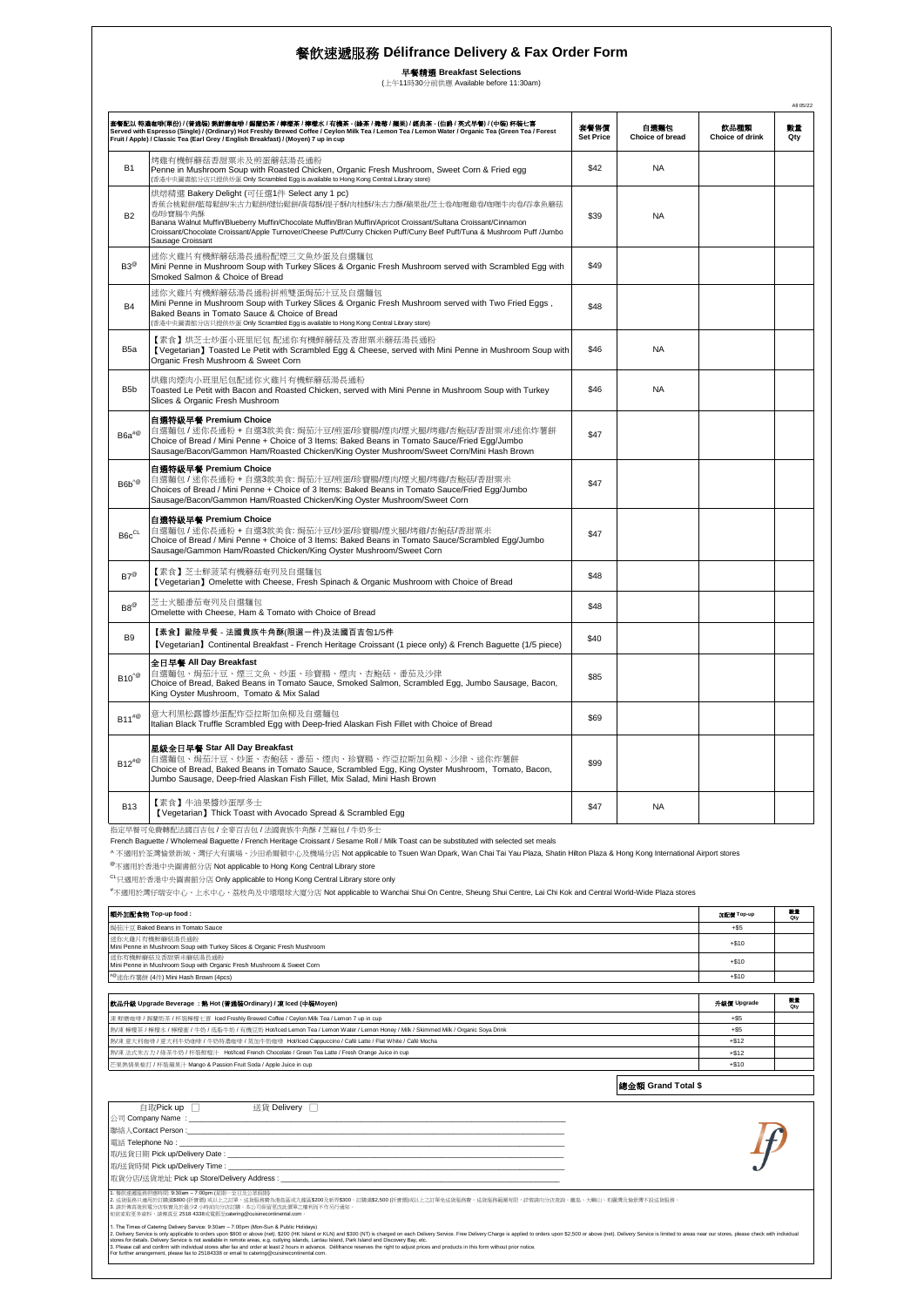# 餐飲速遞服務 Délifrance Delivery & Fax Order Form

### 早餐精選 Breakfast Selections

(上午11時30分前供應 Available before 11:30am)

All 05/22

| 套餐配以 特濃咖啡(單份) / (普通裝) 熱鮮磨咖啡 / 錫蘭奶茶 / 檸檬茶 / 檸檬水 / 有機茶 - (綠茶 / 雜莓 / 蘋果) / 經典茶 - (伯爵 / 英式早餐) / (中裝) 杯裝七喜<br>Served with Espresso (Single) / (Ordinary) Hot Freshly Brewed Coffee / Ceylon Milk Tea / Lemon Tea / Lemon Water / Organic Tea (Green Tea / Forest Fruit / Apple) / Classic Tea (Earl Grey / English Breakfast) / (Moyen) 7 up in cup | | 套餐售價 Set Price | 自選麵包 Choice of bread | 飲品種類 Choice of drink | 數量 Qty |
|---|---|---|---|---|---|
| B1 | 烤雞有機鮮蘑菇香甜粟米及煎蛋蘑菇湯長通粉<br>Penne in Mushroom Soup with Roasted Chicken, Organic Fresh Mushroom, Sweet Corn & Fried egg<br>(香港中央圖書館分店只提供炒蛋 Only Scrambled Egg is available to Hong Kong Central Library store) | $42 | NA | | |
| B2 | 烘焙精選 Bakery Delight (可任選1件 Select any 1 pc)<br>香蕉合桃鬆餅/藍莓鬆餅/朱古力鬆餅/麩仔鬆餅/杏桃麥包/提子酥/肉桂酥/朱古力酥/蘋果批/芝士卷/咖喱雞卷/咖喱牛肉卷/吞拿魚蘑菇卷/珍寶腸牛角酥<br>Banana Walnut Muffin/Blueberry Muffin/Chocolate Muffin/Bran Muffin/Apricot Croissant/Sultana Croissant/Cinnamon Croissant/Chocolate Croissant/Apple Turnover/Cheese Puff/Curry Chicken Puff/Curry Beef Puff/Tuna & Mushroom Puff /Jumbo Sausage Croissant | $39 | NA | | |
| B3[@] | 迷你火雞片有機鮮蘑菇湯長通粉配煙三文魚炒蛋及自選麵包<br>Mini Penne in Mushroom Soup with Turkey Slices & Organic Fresh Mushroom served with Scrambled Egg with Smoked Salmon & Choice of Bread | $49 | | | |
| B4 | 迷你火雞片有機鮮蘑菇湯長通粉拼煎雙蛋焗茄汁豆及自選麵包<br>Mini Penne in Mushroom Soup with Turkey Slices & Organic Fresh Mushroom served with Two Fried Eggs , Baked Beans in Tomato Sauce & Choice of Bread<br>(香港中央圖書館分店只提供炒蛋 Only Scrambled Egg is available to Hong Kong Central Library store) | $48 | | | |
| B5a | 【素食】烘芝士炒蛋小班里尼包 配迷你有機鮮蘑菇及香甜粟米蘑菇湯長通粉<br>【Vegetarian】Toasted Le Petit with Scrambled Egg & Cheese, served with Mini Penne in Mushroom Soup with Organic Fresh Mushroom & Sweet Corn | $46 | NA | | |
| B5b | 烘雞肉煙肉小班里尼包配迷你火雞片有機鮮蘑菇湯長通粉<br>Toasted Le Petit with Bacon and Roasted Chicken, served with Mini Penne in Mushroom Soup with Turkey Slices & Organic Fresh Mushroom | $46 | NA | | |
| B6a[#@] | **自選特級早餐 Premium Choice**<br>自選麵包 / 迷你長通粉 + 自選3款美食: 焗茄汁豆/煎蛋/珍寶腸/煙肉/煙火腿/烤雞/杏鮑菇/香甜粟米/迷你炸薯餅<br>Choice of Bread / Mini Penne + Choice of 3 Items: Baked Beans in Tomato Sauce/Fried Egg/Jumbo Sausage/Bacon/Gammon Ham/Roasted Chicken/King Oyster Mushroom/Sweet Corn/Mini Hash Brown | $47 | | | |
| B6b[^@] | **自選特級早餐 Premium Choice**<br>自選麵包 / 迷你長通粉 + 自選3款美食: 焗茄汁豆/煎蛋/珍寶腸/煙肉/煙火腿/烤雞/杏鮑菇/香甜粟米<br>Choices of Bread / Mini Penne + Choice of 3 Items: Baked Beans in Tomato Sauce/Fried Egg/Jumbo Sausage/Bacon/Gammon Ham/Roasted Chicken/King Oyster Mushroom/Sweet Corn | $47 | | | |
| B6c[CL] | **自選特級早餐 Premium Choice**<br>自選麵包 / 迷你長通粉 + 自選3款美食: 焗茄汁豆/炒蛋/珍寶腸/煙火腿/烤雞/杏鮑菇/香甜粟米<br>Choice of Bread / Mini Penne + Choice of 3 Items: Baked Beans in Tomato Sauce/Scrambled Egg/Jumbo Sausage/Gammon Ham/Roasted Chicken/King Oyster Mushroom/Sweet Corn | $47 | | | |
| B7[@] | 【素食】芝士鮮菠菜有機蘑菇奄列及自選麵包<br>【Vegetarian】Omelette with Cheese, Fresh Spinach & Organic Mushroom with Choice of Bread | $48 | | | |
| B8[@] | 芝士火腿番茄奄列及自選麵包<br>Omelette with Cheese, Ham & Tomato with Choice of Bread | $48 | | | |
| B9 | **【素食】歐陸早餐 - 法國貴族牛角酥(限選一件)及法國百吉包1/5件**<br>【Vegetarian】Continental Breakfast - French Heritage Croissant (1 piece only) & French Baguette (1/5 piece) | $40 | | | |
| B10[^@] | **全日早餐 All Day Breakfast**<br>自選麵包、焗茄汁豆、煙三文魚、炒蛋、珍寶腸、煙肉、杏鮑菇、番茄及沙律<br>Choice of Bread, Baked Beans in Tomato Sauce, Smoked Salmon, Scrambled Egg, Jumbo Sausage, Bacon, King Oyster Mushroom, Tomato & Mix Salad | $85 | | | |
| B11[#@] | 意大利黑松露醬炒蛋配炸亞拉斯加魚柳及自選麵包<br>Italian Black Truffle Scrambled Egg with Deep-fried Alaskan Fish Fillet with Choice of Bread | $69 | | | |
| B12[#@] | **星級全日早餐 Star All Day Breakfast**<br>自選麵包、焗茄汁豆、炒蛋、杏鮑菇、番茄、煙肉、珍寶腸、炸亞拉斯加魚柳、沙律、迷你炸薯餅<br>Choice of Bread, Baked Beans in Tomato Sauce, Scrambled Egg, King Oyster Mushroom, Tomato, Bacon, Jumbo Sausage, Deep-fried Alaskan Fish Fillet, Mix Salad, Mini Hash Brown | $99 | | | |
| B13 | 【素食】牛油果醬炒蛋厚多士<br>【Vegetarian】Thick Toast with Avocado Spread & Scrambled Egg | $47 | NA | | |

指定早餐可免費轉配法國百吉包 / 全麥百吉包 / 法國貴族牛角酥 / 芝麻包 / 牛奶多士

French Baguette / Wholemeal Baguette / French Heritage Croissant / Sesame Roll / Milk Toast can be substituted with selected set meals

^不適用於荃灣愉景新城、灣仔大有廣場、沙田希爾頓中心及機場分店 Not applicable to Tsuen Wan Dpark, Wan Chai Tai Yau Plaza, Shatin Hilton Plaza & Hong Kong International Airport stores

[@]不適用於香港中央圖書館分店 Not applicable to Hong Kong Central Library store

[CL]只適用於香港中央圖書館分店 Only applicable to Hong Kong Central Library store only

[#]不適用於灣仔瑞安中心、上水中心、荔枝角及中環環球大廈分店 Not applicable to Wanchai Shui On Centre, Sheung Shui Centre, Lai Chi Kok and Central World-Wide Plaza stores

| 額外加配食物 Top-up food : | 加配價 Top-up | 數量 Qty |
|---|---|---|
| 焗茄汁豆 Baked Beans in Tomato Sauce | +$5 | |
| 迷你火雞片有機鮮蘑菇湯長通粉<br>Mini Penne in Mushroom Soup with Turkey Slices & Organic Fresh Mushroom | +$10 | |
| 迷你有機鮮蘑菇及香甜粟米蘑菇湯長通粉<br>Mini Penne in Mushroom Soup with Organic Fresh Mushroom & Sweet Corn | +$10 | |
| [^#@]迷你炸薯餅 (4件) Mini Hash Brown (4pcs) | +$10 | |

| 飲品升級 Upgrade Beverage ：熱 Hot (普通裝Ordinary) / 凍 Iced (中裝Moyen) | 升級價 Upgrade | 數量 Qty |
|---|---|---|
| 凍 鮮磨咖啡 / 錫蘭奶茶 / 杯裝檸檬七喜 Iced Freshly Brewed Coffee / Ceylon Milk Tea / Lemon 7 up in cup | +$5 | |
| 熱/凍 檸檬茶 / 檸檬水 / 檸檬蜜 / 牛奶 / 低脂牛奶 / 有機豆奶 Hot/Iced Lemon Tea / Lemon Water / Lemon Honey / Milk / Skimmed Milk / Organic Soya Drink | +$5 | |
| 熱/凍 意大利咖啡 / 意大利牛奶咖啡 / 牛奶特濃咖啡 / 菓加牛奶咖啡 Hot/Iced Cappuccino / Café Latte / Flat White / Café Mocha | +$12 | |
| 熱/凍 法式朱古力 / 綠茶牛奶 / 杯裝鮮橙汁 Hot/Iced French Chocolate / Green Tea Latte / Fresh Orange Juice in cup | +$12 | |
| 芒果熱情果梳打 / 杯裝蘋果汁 Mango & Passion Fruit Soda / Apple Juice in cup | +$10 | |

**總金額 Grand Total $**

自取Pick up ☐　　送貨 Delivery ☐

公司 Company Name : ____________________

聯絡人Contact Person : ____________________

電話 Telephone No : ____________________

取/送貨日期 Pick up/Delivery Date : ____________________

取/送貨時間 Pick up/Delivery Time : ____________________

取貨分店/送貨地址 Pick up Store/Delivery Address : ____________________

1. 餐飲速遞服務時間 9:30am – 7:00pm (星期一至日及公眾假期)
2. 送貨服務只適用於訂購滿$800 (折實價) 或以上之訂單，送貨服務費為港島區或九龍區$200及新界$300。訂購滿$2,500 (折實價)或以上之訂單免收送貨服務費。送貨服務範圍有限，詳情請向分店查詢。離島、大嶼山、和記公園及愉景灣不設送貨服務。
3. 請於傳真後致電分店核實及於最少2小時前向分店訂購。本公司保留更改此價單之權利而不作另行通知。
如欲查詢更多資料，請傳真至 2518 4338或電郵至catering@cuisinecontinental.com。

1. The Times of Catering Delivery Service: 9:30am – 7:00pm (Mon-Sun & Public Holidays)
2. Delivery Service is only applicable to orders upon $800 or above (net). $200 (HK Island or KLN) and $300 (NT) is charged on each Delivery Service. Free Delivery Charge is applied to orders upon $2,500 or above (net). Delivery Service is limited to areas near our stores, please check with individual stores for details. Delivery Service is not available in remote areas, e.g. outlying islands, Lantau Island, Park Island and Discovery Bay, etc.
3. Please call and confirm with individual stores after fax and order at least 2 hours in advance. Délifrance reserves the right to adjust prices and products in this form without prior notice.
For further arrangement, please fax to 25184338 or email to catering@cuisinecontinental.com.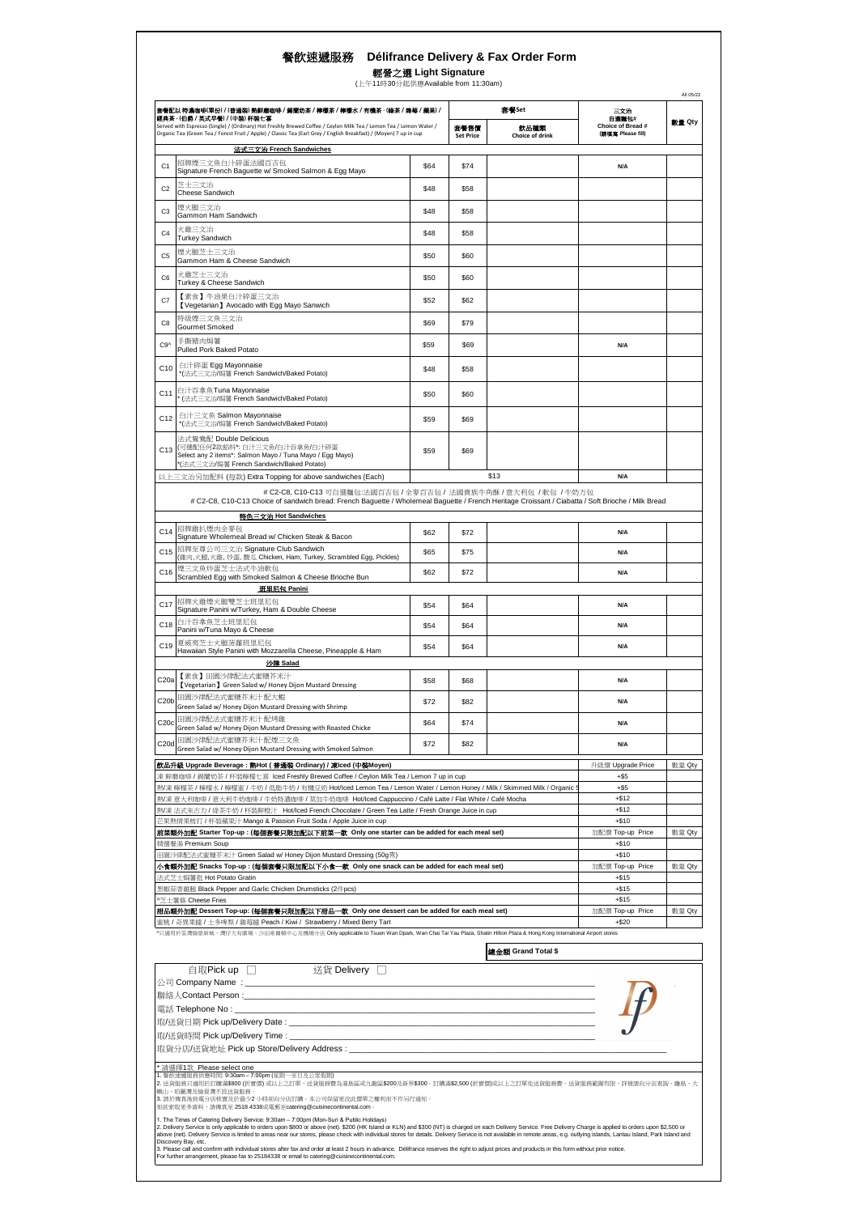# 餐飲速遞服務 Délifrance Delivery & Fax Order Form

## 輕餐之選 Light Signature

(上午11時30分起供應Available from 11:30am)

All 05/22

| | 套餐配以 特濃咖啡(單份) / (普通裝) 熱鮮磨咖啡 / 錫蘭奶茶 / 檸檬茶 / 檸檬水 / 有機茶 - (綠茶 / 雜莓 / 蘋果) / 經典茶 - (伯爵 / 英式早餐) / (中裝) 杯裝七喜<br>Served with Espresso (Single) / (Ordinary) Hot Freshly Brewed Coffee / Ceylon Milk Tea / Lemon Tea / Lemon Water / Organic Tea (Green Tea / Forest Fruit / Apple) / Classic Tea (Earl Grey / English Breakfast) / (Moyen) 7 up in cup | | 套餐Set | | 三文治<br>自選麵包#<br>Choice of Bread #<br>(請填寫 Please fill) | 數量 Qty |
|---|---|---|---|---|---|---|
| | | | 套餐售價<br>Set Price | 飲品種類<br>Choice of drink | | |
| | **法式三文治 French Sandwiches** | | | | | |
| C1 | 招牌煙三文魚白汁碎蛋法國百吉包<br>Signature French Baguette w/ Smoked Salmon & Egg Mayo | $64 | $74 | | N/A | |
| C2 | 芝士三文治<br>Cheese Sandwich | $48 | $58 | | | |
| C3 | 煙火腿三文治<br>Gammon Ham Sandwich | $48 | $58 | | | |
| C4 | 火雞三文治<br>Turkey Sandwich | $48 | $58 | | | |
| C5 | 煙火腿芝士三文治<br>Gammon Ham & Cheese Sandwich | $50 | $60 | | | |
| C6 | 火雞芝士三文治<br>Turkey & Cheese Sandwich | $50 | $60 | | | |
| C7 | 【素食】牛油果白汁碎蛋三文治<br>【Vegetarian】Avocado with Egg Mayo Sanwich | $52 | $62 | | | |
| C8 | 特級煙三文魚三文治<br>Gourmet Smoked | $69 | $79 | | | |
| C9^ | 手撕豬肉焗薯<br>Pulled Pork Baked Potato | $59 | $69 | | N/A | |
| C10 | 白汁碎蛋 Egg Mayonnaise<br>*(法式三文治/焗薯 French Sandwich/Baked Potato) | $48 | $58 | | | |
| C11 | 白汁吞拿魚Tuna Mayonnaise<br>* (法式三文治/焗薯 French Sandwich/Baked Potato) | $50 | $60 | | | |
| C12 | 白汁三文魚 Salmon Mayonnaise<br>*(法式三文治/焗薯 French Sandwich/Baked Potato) | $59 | $69 | | | |
| C13 | 法式鴛鴦配 Double Delicious<br>(可選配任何2款餡料*: 白汁三文魚/白汁吞拿魚/白汁碎蛋<br>Select any 2 items*: Salmon Mayo / Tuna Mayo / Egg Mayo)<br>*(法式三文治/焗薯 French Sandwich/Baked Potato) | $59 | $69 | | | |
| | 以上三文治另加配料 (每款) Extra Topping for above sandwiches (Each) | | $13 | | N/A | |
| | # C2-C8, C10-C13 可自選麵包:法國百吉包 / 全麥百吉包 / 法國貴族牛角酥 / 意大利包 / 軟包 / 牛奶方包<br># C2-C8, C10-C13 Choice of sandwich bread: French Baguette / Wholemeal Baguette / French Heritage Croissant / Ciabatta / Soft Brioche / Milk Bread | | | | | |
| | **特色三文治 Hot Sandwiches** | | | | | |
| C14 | 招牌雞扒煙肉全麥包<br>Signature Wholemeal Bread w/ Chicken Steak & Bacon | $62 | $72 | | N/A | |
| C15 | 招牌至尊公司三文治 Signature Club Sandwich<br>(雞肉,火腿,火雞, 炒蛋, 酸瓜 Chicken, Ham, Turkey, Scrambled Egg, Pickles) | $65 | $75 | | N/A | |
| C16 | 煙三文魚炒蛋芝士法式牛油軟包<br>Scrambled Egg with Smoked Salmon & Cheese Brioche Bun | $62 | $72 | | N/A | |
| | **班里尼包 Panini** | | | | | |
| C17 | 招牌火雞煙火腿雙芝士班里尼包<br>Signature Panini w/Turkey, Ham & Double Cheese | $54 | $64 | | N/A | |
| C18 | 白汁吞拿魚芝士班里尼包<br>Panini w/Tuna Mayo & Cheese | $54 | $64 | | N/A | |
| C19 | 夏威夷芝士火腿菠蘿班里尼包<br>Hawaiian Style Panini with Mozzarella Cheese, Pineapple & Ham | $54 | $64 | | N/A | |
| | **沙律 Salad** | | | | | |
| C20a | 【素食】田園沙律配法式蜜糖芥末汁<br>【Vegetarian】Green Salad w/ Honey Dijon Mustard Dressing | $58 | $68 | | N/A | |
| C20b | 田園沙律配法式蜜糖芥末汁 配大蝦<br>Green Salad w/ Honey Dijon Mustard Dressing with Shrimp | $72 | $82 | | N/A | |
| C20c | 田園沙律配法式蜜糖芥末汁 配烤雞<br>Green Salad w/ Honey Dijon Mustard Dressing with Roasted Chicke | $64 | $74 | | N/A | |
| C20d | 田園沙律配法式蜜糖芥末汁 配煙三文魚<br>Green Salad w/ Honey Dijon Mustard Dressing with Smoked Salmon | $72 | $82 | | N/A | |

| 飲品升級 Upgrade Beverage : 熱Hot ( 普通裝 Ordinary) / 凍Iced (中裝Moyen) | 升級價 Upgrade Price | 數量 Qty |
|---|---|---|
| 凍 鮮磨咖啡 / 錫蘭奶茶 / 杯裝檸檬七喜 Iced Freshly Brewed Coffee / Ceylon Milk Tea / Lemon 7 up in cup | +$5 | |
| 熱/凍 檸檬茶 / 檸檬水 / 檸檬蜜 / 牛奶 / 低脂牛奶 / 有機豆奶 Hot/Iced Lemon Tea / Lemon Water / Lemon Honey / Milk / Skimmed Milk / Organic S | +$5 | |
| 熱/凍 意大利咖啡 / 意大利牛奶咖啡 / 牛奶特濃咖啡 / 莫加牛奶咖啡 Hot/Iced Cappuccino / Café Latte / Flat White / Café Mocha | +$12 | |
| 熱/凍 法式朱古力 / 綠茶牛奶 / 杯裝鮮橙汁 Hot/Iced French Chocolate / Green Tea Latte / Fresh Orange Juice in cup | +$12 | |
| 芒果熱情果梳打 / 杯裝蘋果汁 Mango & Passion Fruit Soda / Apple Juice in cup | +$10 | |
| **前菜額外加配 Starter Top-up : (每個套餐只限加配以下前菜一款 Only one starter can be added for each meal set)** | 加配價 Top-up Price | 數量 Qty |
| 精選餐湯 Premium Soup | +$10 | |
| 田園沙律配法式蜜糖芥末汁 Green Salad w/ Honey Dijon Mustard Dressing (50g克) | +$10 | |
| **小食額外加配 Snacks Top-up : (每個套餐只限加配以下小食一款 Only one snack can be added for each meal set)** | 加配價 Top-up Price | 數量 Qty |
| 法式芝士焗薯批 Hot Potato Gratin | +$15 | |
| 黑椒蒜香雞槌 Black Pepper and Garlic Chicken Drumsticks (2件pcs) | +$15 | |
| ^芝士薯條 Cheese Fries | +$15 | |
| **甜品額外加配 Dessert Top-up: (每個套餐只限加配以下甜品一款 Only one dessert can be added for each meal set)** | 加配價 Top-up Price | 數量 Qty |
| 蜜桃 / 奇異果撻 / 士多啤梨 / 雜莓撻 Peach / Kiwi / Strawberry / Mixed Berry Tart | +$20 | |

^只適用於荃灣偷景新城，灣仔大有廣場，沙田希爾頓中心及機場分店 Only applicable to Tsuen Wan Dpark, Wan Chai Tai Yau Plaza, Shatin Hilton Plaza & Hong Kong International Airport stores

**總金額 Grand Total $**

自取Pick up ☐ 送貨 Delivery ☐

公司 Company Name : ____________________

聯絡人Contact Person : ____________________

電話 Telephone No : ____________________

取/送貨日期 Pick up/Delivery Date : ____________________

取/送貨時間 Pick up/Delivery Time : ____________________

取貨分店/送貨地址 Pick up Store/Delivery Address : ____________________

\* 請選擇1款 Please select one

1. 餐飲速遞服務供應時間: 9:30am – 7:00pm (星期一至日及公眾假期)
2. 送貨服務只適用於訂購滿$800 (折實價) 或以上之訂單，送貨服務費為港島區或九龍區$200及新界$300。訂購滿$2,500 (折實價)或以上之訂單免送貨服務費。送貨服務範圍有限，詳情請向分店查詢。離島、大嶼山、珀麗灣及愉景灣不設送貨服務。
3. 請於傳真後致電分店核實及於最少2 小時前向分店訂購。本公司保留更改價單之權利而不作另行通知。

如欲索取更多資料，請傳真至 2518 4338或電郵至catering@cuisinecontinental.com。

1. The Times of Catering Delivery Service: 9:30am – 7:00pm (Mon-Sun & Public Holidays)
2. Delivery Service is only applicable to orders upon $800 or above (net). $200 (HK Island or KLN) and $300 (NT) is charged on each Delivery Service. Free Delivery Charge is applied to orders upon $2,500 or above (net). Delivery Service is limited to areas near our stores, please check with individual stores for details. Delivery Service is not available in remote areas, e.g. outlying islands, Lantau Island, Park Island and Discovery Bay, etc.
3. Please call and confirm with individual stores after fax and order at least 2 hours in advance. Délifrance reserves the right to adjust prices and products in this form without prior notice.

For further arrangement, please fax to 25184338 or email to catering@cuisinecontinental.com.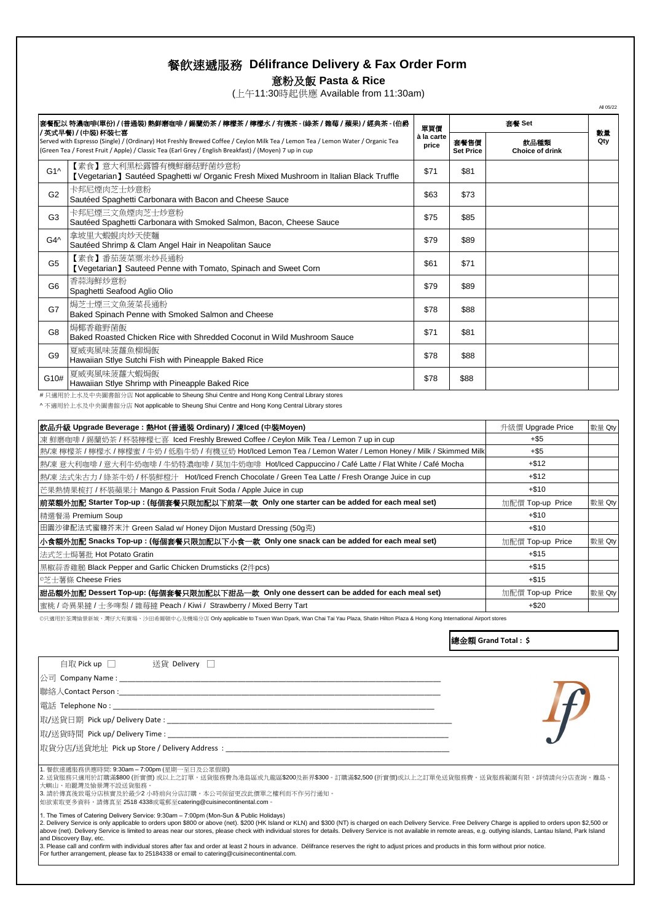# 餐飲速遞服務 Délifrance Delivery & Fax Order Form

## 意粉及飯 Pasta & Rice

(上午11:30時起供應 Available from 11:30am)

All 05/22

| 套餐配以 特濃咖啡(單份) / (普通裝) 熱鮮磨咖啡 / 錫蘭奶茶 / 檸檬茶 / 檸檬水 / 有機茶 - (綠茶 / 雜莓 / 蘋果) / 經典茶 - (伯爵 / 英式早餐) / (中裝) 杯裝七喜 Served with Espresso (Single) / (Ordinary) Hot Freshly Brewed Coffee / Ceylon Milk Tea / Lemon Tea / Lemon Water / Organic Tea (Green Tea / Forest Fruit / Apple) / Classic Tea (Earl Grey / English Breakfast) / (Moyen) 7 up in cup | | 單買價 à la carte price | 套餐 Set | | 數量 Qty |
|---|---|---|---|---|---|
| | | | 套餐售價 Set Price | 飲品種類 Choice of drink | |
| G1^ | 【素食】意大利黑松露醬有機鮮蘑菇炒意粉 【Vegetarian】Sautéed Spaghetti w/ Organic Fresh Mixed Mushroom in Italian Black Truffle | $71 | $81 | | |
| G2 | 卡邦尼煙肉芝士炒意粉 Sautéed Spaghetti Carbonara with Bacon and Cheese Sauce | $63 | $73 | | |
| G3 | 卡邦尼煙三文魚煙肉芝士炒意粉 Sautéed Spaghetti Carbonara with Smoked Salmon, Bacon, Cheese Sauce | $75 | $85 | | |
| G4^ | 拿坡里大蝦蜆肉炒天使麵 Sautéed Shrimp & Clam Angel Hair in Neapolitan Sauce | $79 | $89 | | |
| G5 | 【素食】番茄菠菜粟米炒長通粉 【Vegetarian】Sauteed Penne with Tomato, Spinach and Sweet Corn | $61 | $71 | | |
| G6 | 香蒜海鮮炒意粉 Spaghetti Seafood Aglio Olio | $79 | $89 | | |
| G7 | 焗芝士煙三文魚菠菜長通粉 Baked Spinach Penne with Smoked Salmon and Cheese | $78 | $88 | | |
| G8 | 焗椰香雞野菌飯 Baked Roasted Chicken Rice with Shredded Coconut in Wild Mushroom Sauce | $71 | $81 | | |
| G9 | 夏威夷風味菠蘿魚柳焗飯 Hawaiian Stlye Sutchi Fish with Pineapple Baked Rice | $78 | $88 | | |
| G10# | 夏威夷風味菠蘿大蝦焗飯 Hawaiian Stlye Shrimp with Pineapple Baked Rice | $78 | $88 | | |

# 只適用於上水及中央圖書館分店 Not applicable to Sheung Shui Centre and Hong Kong Central Library stores

^ 不適用於上水及中央圖書館分店 Not applicable to Sheung Shui Centre and Hong Kong Central Library stores

| 飲品升級 Upgrade Beverage : 熱Hot (普通裝 Ordinary) / 凍Iced (中裝Moyen) | 升級價 Upgrade Price | 數量 Qty |
|---|---|---|
| 凍 鮮磨咖啡 / 錫蘭奶茶 / 杯裝檸檬七喜 Iced Freshly Brewed Coffee / Ceylon Milk Tea / Lemon 7 up in cup | +$5 | |
| 熱/凍 檸檬茶 / 檸檬水 / 檸檬蜜 / 牛奶 / 低脂牛奶 / 有機豆奶 Hot/Iced Lemon Tea / Lemon Water / Lemon Honey / Milk / Skimmed Milk | +$5 | |
| 熱/凍 意大利咖啡 / 意大利牛奶咖啡 / 牛奶特濃咖啡 / 莫加牛奶咖啡 Hot/Iced Cappuccino / Café Latte / Flat White / Café Mocha | +$12 | |
| 熱/凍 法式朱古力 / 綠茶牛奶 / 杯裝鮮橙汁 Hot/Iced French Chocolate / Green Tea Latte / Fresh Orange Juice in cup | +$12 | |
| 芒果熱情果梳打 / 杯裝蘋果汁 Mango & Passion Fruit Soda / Apple Juice in cup | +$10 | |
| **前菜額外加配 Starter Top-up : (每個套餐只限加配以下前菜一款 Only one starter can be added for each meal set)** | **加配價 Top-up Price** | **數量 Qty** |
| 精選餐湯 Premium Soup | +$10 | |
| 田園沙律配法式蜜糖芥末汁 Green Salad w/ Honey Dijon Mustard Dressing (50g克) | +$10 | |
| **小食額外加配 Snacks Top-up : (每個套餐只限加配以下小食一款 Only one snack can be added for each meal set)** | **加配價 Top-up Price** | **數量 Qty** |
| 法式芝士焗薯批 Hot Potato Gratin | +$15 | |
| 黑椒蒜香雞腿 Black Pepper and Garlic Chicken Drumsticks (2件pcs) | +$15 | |
| ©芝士薯條 Cheese Fries | +$15 | |
| **甜品額外加配 Dessert Top-up: (每個套餐只限加配以下甜品一款 Only one dessert can be added for each meal set)** | **加配價 Top-up Price** | **數量 Qty** |
| 蜜桃 / 奇異果撻 / 士多啤梨 / 雜莓撻 Peach / Kiwi / Strawberry / Mixed Berry Tart | +$20 | |

©只適用於荃灣愉景新城、灣仔大有廣場、沙田希爾頓中心及機場分店 Only applicable to Tsuen Wan Dpark, Wan Chai Tai Yau Plaza, Shatin Hilton Plaza & Hong Kong International Airport stores

**總金額 Grand Total : $**

自取 Pick up ☐ 送貨 Delivery ☐

公司 Company Name : ____________________

聯絡人Contact Person : ____________________

電話 Telephone No : ____________________

取/送貨日期 Pick up/ Delivery Date : ____________________

取/送貨時間 Pick up/ Delivery Time : ____________________

取貨分店/送貨地址 Pick up Store / Delivery Address : ____________________

1. 餐飲速遞服務供應時間: 9:30am – 7:00pm (星期一至日及公眾假期)
2. 送貨服務只適用於訂購滿$800 (折實價) 或以上之訂單，送貨服務費為港島區或九龍區$200及新界$300。訂購滿$2,500 (折實價)或以上之訂單免送貨服務費。送貨服務範圍有限，詳情請向分店查詢，離島、大嶼山、珀麗灣及愉景灣不設送貨服務。
3. 請於傳真後致電分店核實及於最少2 小時前向分店訂購。本公司保留更改此價單之權利而不作另行通知。

如欲索取更多資料，請傳真至 2518 4338或電郵至catering@cuisinecontinental.com。

1. The Times of Catering Delivery Service: 9:30am – 7:00pm (Mon-Sun & Public Holidays)
2. Delivery Service is only applicable to orders upon $800 or above (net). $200 (HK Island or KLN) and $300 (NT) is charged on each Delivery Service. Free Delivery Charge is applied to orders upon $2,500 or above (net). Delivery Service is limited to areas near our stores, please check with individual stores for details. Delivery Service is not available in remote areas, e.g. outlying islands, Lantau Island, Park Island and Discovery Bay, etc.
3. Please call and confirm with individual stores after fax and order at least 2 hours in advance. Délifrance reserves the right to adjust prices and products in this form without prior notice.

For further arrangement, please fax to 25184338 or email to catering@cuisinecontinental.com.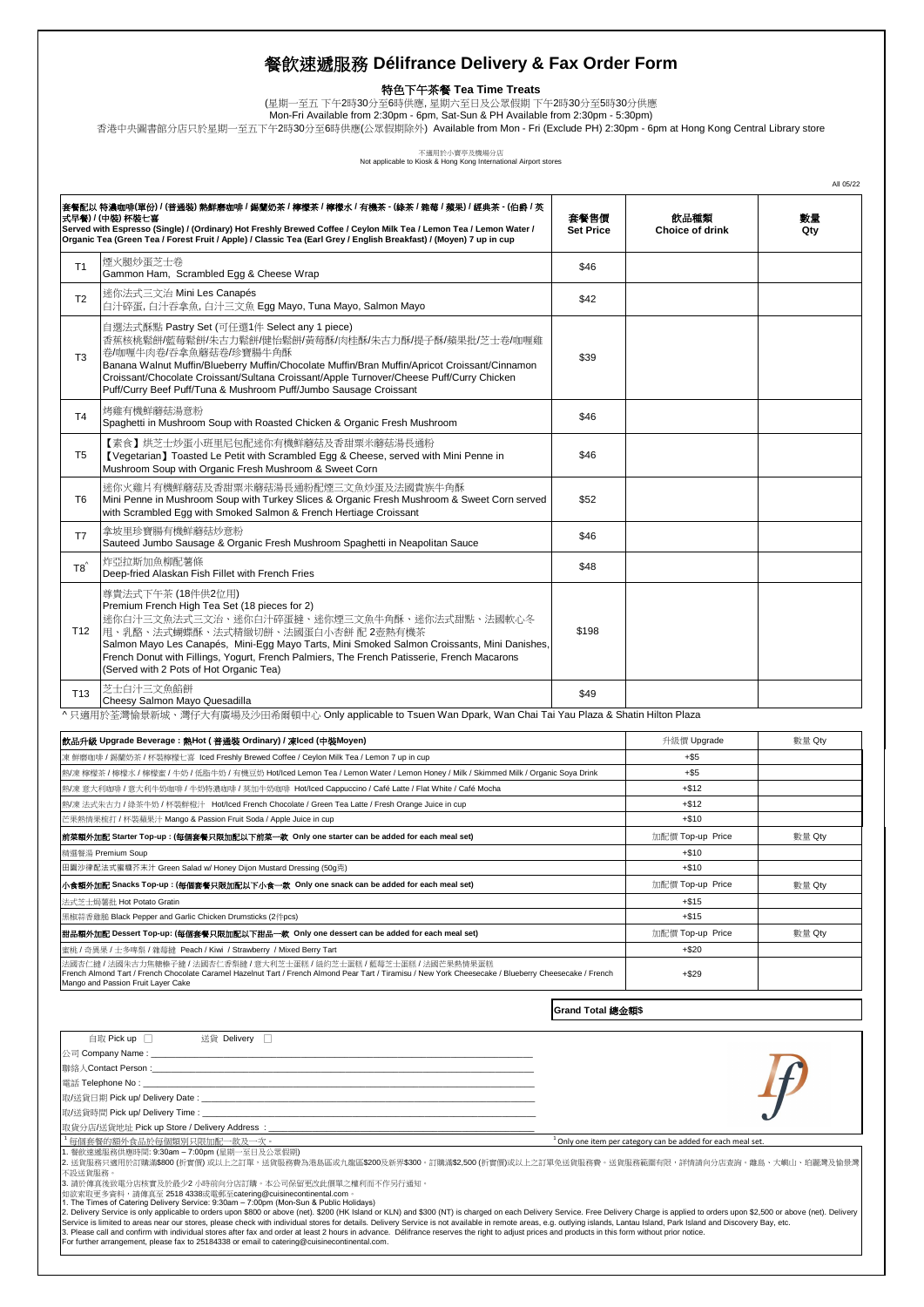# 餐飲速遞服務 Délifrance Delivery & Fax Order Form

## 特色下午茶餐 Tea Time Treats

(星期一至五 下午2時30分至6時供應, 星期六至日及公眾假期 下午2時30分至5時30分供應

Mon-Fri Available from 2:30pm - 6pm, Sat-Sun & PH Available from 2:30pm - 5:30pm)

香港中央圖書館分店只於星期一至五下午2時30分至6時供應(公眾假期除外) Available from Mon - Fri (Exclude PH) 2:30pm - 6pm at Hong Kong Central Library store

不適用於小賣亭及機場分店
Not applicable to Kiosk & Hong Kong International Airport stores

All 05/22

| 套餐配以 特濃咖啡(單份) / (普通裝) 熱鮮磨咖啡 / 錫蘭奶茶 / 檸檬茶 / 檸檬水 / 有機茶 - (綠茶 / 雜莓 / 蘋果) / 經典茶 - (伯爵 / 英式早餐) / (中裝) 杯裝七喜 Served with Espresso (Single) / (Ordinary) Hot Freshly Brewed Coffee / Ceylon Milk Tea / Lemon Tea / Lemon Water / Organic Tea (Green Tea / Forest Fruit / Apple) / Classic Tea (Earl Grey / English Breakfast) / (Moyen) 7 up in cup | | 套餐售價 Set Price | 飲品種類 Choice of drink | 數量 Qty |
|---|---|---|---|---|
| T1 | 煙火腿炒蛋芝士卷 Gammon Ham, Scrambled Egg & Cheese Wrap | $46 | | |
| T2 | 迷你法式三文治 Mini Les Canapés 白汁碎蛋, 白汁吞拿魚, 白汁三文魚 Egg Mayo, Tuna Mayo, Salmon Mayo | $42 | | |
| T3 | 自選法式酥點 Pastry Set (可任選1件 Select any 1 piece) 香蕉核桃鬆餅/藍莓鬆餅/朱古力鬆餅/健怡鬆餅/黃莓酥/肉桂酥/朱古力酥/提子酥/蘋果批/芝士卷/咖喱雞卷/咖喱牛肉卷/吞拿魚蘑菇卷/珍寶腸牛角酥 Banana Walnut Muffin/Blueberry Muffin/Chocolate Muffin/Bran Muffin/Apricot Croissant/Cinnamon Croissant/Chocolate Croissant/Sultana Croissant/Apple Turnover/Cheese Puff/Curry Chicken Puff/Curry Beef Puff/Tuna & Mushroom Puff/Jumbo Sausage Croissant | $39 | | |
| T4 | 烤雞有機鮮蘑菇湯意粉 Spaghetti in Mushroom Soup with Roasted Chicken & Organic Fresh Mushroom | $46 | | |
| T5 | 【素食】烘芝士炒蛋小班里尼包配迷你有機鮮蘑菇及香甜粟米蘑菇湯長通粉 【Vegetarian】Toasted Le Petit with Scrambled Egg & Cheese, served with Mini Penne in Mushroom Soup with Organic Fresh Mushroom & Sweet Corn | $46 | | |
| T6 | 迷你火雞片有機鮮蘑菇及香甜粟米蘑菇湯長通粉配煙三文魚炒蛋及法國貴族牛角酥 Mini Penne in Mushroom Soup with Turkey Slices & Organic Fresh Mushroom & Sweet Corn served with Scrambled Egg with Smoked Salmon & French Hertiage Croissant | $52 | | |
| T7 | 拿坡里珍寶腸有機鮮蘑菇炒意粉 Sauteed Jumbo Sausage & Organic Fresh Mushroom Spaghetti in Neapolitan Sauce | $46 | | |
| T8^ | 炸亞拉斯加魚柳配薯條 Deep-fried Alaskan Fish Fillet with French Fries | $48 | | |
| T12 | 尊貴法式下午茶 (18件供2位用) Premium French High Tea Set (18 pieces for 2) 迷你白汁三文魚法式三文治、迷你白汁碎蛋撻、迷你煙三文魚牛角酥、迷你法式甜點、法國軟心冬甩、乳酪、法式蝴蝶酥、法式精緻切餅、法國蛋白小杏餅 配 2壺熱有機茶 Salmon Mayo Les Canapés, Mini-Egg Mayo Tarts, Mini Smoked Salmon Croissants, Mini Danishes, French Donut with Fillings, Yogurt, French Palmiers, The French Patisserie, French Macarons (Served with 2 Pots of Hot Organic Tea) | $198 | | |
| T13 | 芝士白汁三文魚餡餅 Cheesy Salmon Mayo Quesadilla | $49 | | |

^ 只適用於荃灣愉景新城、灣仔大有廣場及沙田希爾頓中心 Only applicable to Tsuen Wan Dpark, Wan Chai Tai Yau Plaza & Shatin Hilton Plaza

| 飲品升級 Upgrade Beverage : 熱Hot ( 普通裝 Ordinary) / 凍Iced (中裝Moyen) | 升級價 Upgrade | 數量 Qty |
|---|---|---|
| 凍 鮮磨咖啡 / 錫蘭奶茶 / 杯裝檸檬七喜 Iced Freshly Brewed Coffee / Ceylon Milk Tea / Lemon 7 up in cup | +$5 | |
| 熱/凍 檸檬茶 / 檸檬水 / 檸檬蜜 / 牛奶 / 低脂牛奶 / 有機豆奶 Hot/Iced Lemon Tea / Lemon Water / Lemon Honey / Milk / Skimmed Milk / Organic Soya Drink | +$5 | |
| 熱/凍 意大利咖啡 / 意大利牛奶咖啡 / 牛奶特濃咖啡 / 莫加牛奶咖啡 Hot/Iced Cappuccino / Café Latte / Flat White / Café Mocha | +$12 | |
| 熱/凍 法式朱古力 / 綠茶牛奶 / 杯裝鮮橙汁 Hot/Iced French Chocolate / Green Tea Latte / Fresh Orange Juice in cup | +$12 | |
| 芒果熱情果梳打 / 杯裝蘋果汁 Mango & Passion Fruit Soda / Apple Juice in cup | +$10 | |
| **前菜類外加配 Starter Top-up : (每個套餐只限加配以下前菜一款 Only one starter can be added for each meal set)** | **加配價 Top-up Price** | **數量 Qty** |
| 精選餐湯 Premium Soup | +$10 | |
| 田園沙律配法式蜜糖芥末汁 Green Salad w/ Honey Dijon Mustard Dressing (50g克) | +$10 | |
| **小食類外加配 Snacks Top-up : (每個套餐只限加配以下小食一款 Only one snack can be added for each meal set)** | **加配價 Top-up Price** | **數量 Qty** |
| 法式芝士焗薯批 Hot Potato Gratin | +$15 | |
| 黑椒蒜香雞翅 Black Pepper and Garlic Chicken Drumsticks (2件pcs) | +$15 | |
| **甜品類外加配 Dessert Top-up: (每個套餐只限加配以下甜品一款 Only one dessert can be added for each meal set)** | **加配價 Top-up Price** | **數量 Qty** |
| 蜜桃 / 奇異果 / 士多啤梨 / 雜莓撻 Peach / Kiwi / Strawberry / Mixed Berry Tart | +$20 | |
| 法國杏仁撻 / 法國朱古力焦糖榛子撻 / 法國杏仁香梨撻 / 意大利芝士蛋糕 / 紐約芝士蛋糕 / 藍莓芝士蛋糕 / 法國芒果熱情果蛋糕 French Almond Tart / French Chocolate Caramel Hazelnut Tart / French Almond Pear Tart / Tiramisu / New York Cheesecake / Blueberry Cheesecake / French Mango and Passion Fruit Layer Cake | +$29 | |

**Grand Total 總金額$**

自取 Pick up ☐ 送貨 Delivery ☐

公司 Company Name : ______

聯絡人Contact Person : ______

電話 Telephone No : ______

取/送貨日期 Pick up/ Delivery Date : ______

取/送貨時間 Pick up/ Delivery Time : ______

取貨分店/送貨地址 Pick up Store / Delivery Address : ______

[1] 每個套餐的額外食品於每個類別只限加配一款及一次。

[1] Only one item per category can be added for each meal set.

1. 餐飲速遞服務供應時間: 9:30am – 7:00pm (星期一至日及公眾假期)
2. 送貨服務只適用於訂購滿$800 (折實價) 或以上之訂單。送貨服務費為港島區或九龍區$200及新界$300。訂購滿$2,500 (折實價)或以上之訂單免送貨服務費。送貨服務範圍有限，詳情請向分店查詢。離島、大嶼山、珀麗灣及愉景灣不設送貨服務。
3. 請於傳真後致電分店核實及於最少2 小時前向分店訂購。本公司保留更改此價單之權利而不作另行通知。

如欲索取更多資料，請傳真至 2518 4338或電郵至catering@cuisinecontinental.com。

1. The Times of Catering Delivery Service: 9:30am – 7:00pm (Mon-Sun & Public Holidays)
2. Delivery Service is only applicable to orders upon $800 or above (net). $200 (HK Island or KLN) and $300 (NT) is charged on each Delivery Service. Free Delivery Charge is applied to orders upon $2,500 or above (net). Delivery Service is limited to areas near our stores, please check with individual stores for details. Delivery Service is not available in remote areas, e.g. outlying islands, Lantau Island, Park Island and Discovery Bay, etc.
3. Please call and confirm with individual stores after fax and order at least 2 hours in advance. Délifrance reserves the right to adjust prices and products in this form without prior notice.

For further arrangement, please fax to 25184338 or email to catering@cuisinecontinental.com.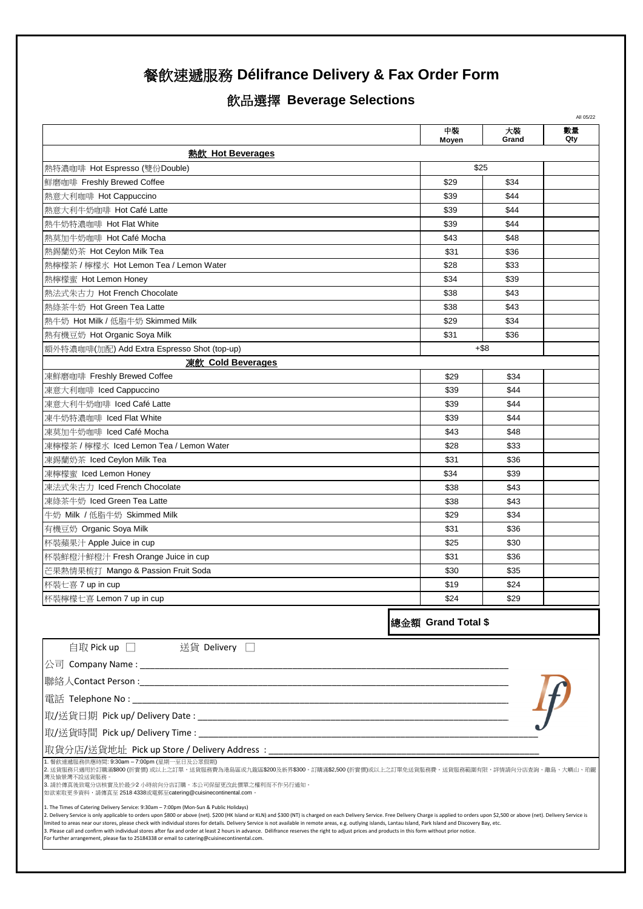# 餐飲速遞服務 Délifrance Delivery & Fax Order Form

## 飲品選擇 Beverage Selections

All 05/22

| | 中裝 Moyen | 大裝 Grand | 數量 Qty |
|---|---|---|---|
| **熱飲 Hot Beverages** | | | |
| 熱特濃咖啡 Hot Espresso (雙份Double) | $25 | | |
| 鮮磨咖啡 Freshly Brewed Coffee | $29 | $34 | |
| 熱意大利咖啡 Hot Cappuccino | $39 | $44 | |
| 熱意大利牛奶咖啡 Hot Café Latte | $39 | $44 | |
| 熱牛奶特濃咖啡 Hot Flat White | $39 | $44 | |
| 熱莫加牛奶咖啡 Hot Café Mocha | $43 | $48 | |
| 熱錫蘭奶茶 Hot Ceylon Milk Tea | $31 | $36 | |
| 熱檸檬茶 / 檸檬水 Hot Lemon Tea / Lemon Water | $28 | $33 | |
| 熱檸檬蜜 Hot Lemon Honey | $34 | $39 | |
| 熱法式朱古力 Hot French Chocolate | $38 | $43 | |
| 熱綠茶牛奶 Hot Green Tea Latte | $38 | $43 | |
| 熱牛奶 Hot Milk / 低脂牛奶 Skimmed Milk | $29 | $34 | |
| 熱有機豆奶 Hot Organic Soya Milk | $31 | $36 | |
| 額外特濃咖啡(加配) Add Extra Espresso Shot (top-up) | +$8 | | |
| **凍飲 Cold Beverages** | | | |
| 凍鮮磨咖啡 Freshly Brewed Coffee | $29 | $34 | |
| 凍意大利咖啡 Iced Cappuccino | $39 | $44 | |
| 凍意大利牛奶咖啡 Iced Café Latte | $39 | $44 | |
| 凍牛奶特濃咖啡 Iced Flat White | $39 | $44 | |
| 凍莫加牛奶咖啡 Iced Café Mocha | $43 | $48 | |
| 凍檸檬茶 / 檸檬水 Iced Lemon Tea / Lemon Water | $28 | $33 | |
| 凍錫蘭奶茶 Iced Ceylon Milk Tea | $31 | $36 | |
| 凍檸檬蜜 Iced Lemon Honey | $34 | $39 | |
| 凍法式朱古力 Iced French Chocolate | $38 | $43 | |
| 凍綠茶牛奶 Iced Green Tea Latte | $38 | $43 | |
| 牛奶 Milk / 低脂牛奶 Skimmed Milk | $29 | $34 | |
| 有機豆奶 Organic Soya Milk | $31 | $36 | |
| 杯裝蘋果汁 Apple Juice in cup | $25 | $30 | |
| 杯裝鮮橙汁鮮橙汁 Fresh Orange Juice in cup | $31 | $36 | |
| 芒果熱情果梳打 Mango & Passion Fruit Soda | $30 | $35 | |
| 杯裝七喜 7 up in cup | $19 | $24 | |
| 杯裝檸檬七喜 Lemon 7 up in cup | $24 | $29 | |

**總金額 Grand Total $**

自取 Pick up ☐ 送貨 Delivery ☐

公司 Company Name : ______________________________

聯絡人Contact Person : ______________________________

電話 Telephone No : ______________________________

取/送貨日期 Pick up/ Delivery Date : ______________________________

取/送貨時間 Pick up/ Delivery Time : ______________________________

取貨分店/送貨地址 Pick up Store / Delivery Address : ______________________________

1. 餐飲速遞服務供應時間: 9:30am – 7:00pm (星期一至日及公眾假期)
2. 送貨服務只適用於訂購滿$800 (折實價) 或以上之訂單。送貨服務費為港島區或九龍區$200及新界$300。訂購滿$2,500 (折實價)或以上之訂單免送貨服務費。送貨服務範圍有限，詳情請向分店查詢。離島、大嶼山、珀麗灣及愉景灣不設送貨服務。
3. 請於傳真後致電分店核實及於最少2 小時前向分店訂購。本公司保留更改此價單之權利而不作另行通知。
如欲索取更多資料，請傳真至 2518 4338或電郵至catering@cuisinecontinental.com。

1. The Times of Catering Delivery Service: 9:30am – 7:00pm (Mon-Sun & Public Holidays)
2. Delivery Service is only applicable to orders upon $800 or above (net). $200 (HK Island or KLN) and $300 (NT) is charged on each Delivery Service. Free Delivery Charge is applied to orders upon $2,500 or above (net). Delivery Service is limited to areas near our stores, please check with individual stores for details. Delivery Service is not available in remote areas, e.g. outlying islands, Lantau Island, Park Island and Discovery Bay, etc.
3. Please call and confirm with individual stores after fax and order at least 2 hours in advance. Délifrance reserves the right to adjust prices and products in this form without prior notice.
For further arrangement, please fax to 25184338 or email to catering@cuisinecontinental.com.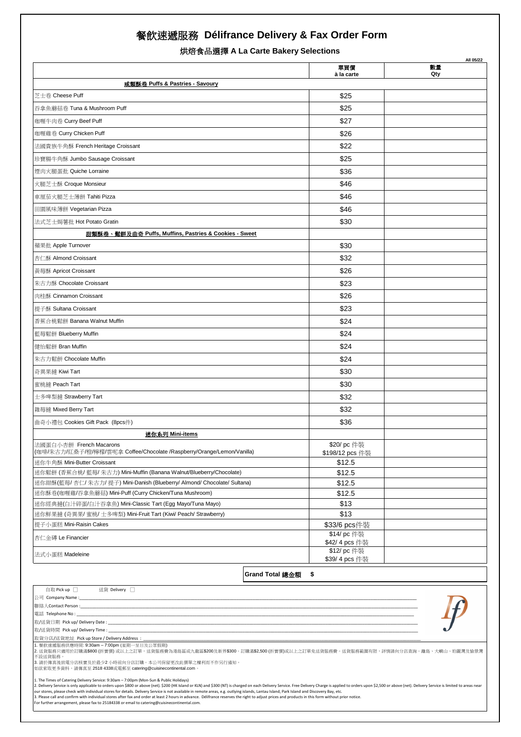# 餐飲速遞服務 Délifrance Delivery & Fax Order Form

## 烘焙食品選擇 A La Carte Bakery Selections

All 05/22

| | 單買價 à la carte | 數量 Qty |
|---|---|---|
| **咸類酥卷 Puffs & Pastries - Savoury** | | |
| 芝士卷 Cheese Puff | $25 | |
| 吞拿魚蘑菇卷 Tuna & Mushroom Puff | $25 | |
| 咖喱牛肉卷 Curry Beef Puff | $27 | |
| 咖喱雞卷 Curry Chicken Puff | $26 | |
| 法國貴族牛角酥 French Heritage Croissant | $22 | |
| 珍寶腸牛角酥 Jumbo Sausage Croissant | $25 | |
| 煙肉火腿蛋批 Quiche Lorraine | $36 | |
| 火腿芝士酥 Croque Monsieur | $46 | |
| 車厘茄火腿芝士薄餅 Tahiti Pizza | $46 | |
| 田園風味薄餅 Vegetarian Pizza | $46 | |
| 法式芝士焗薯批 Hot Potato Gratin | $30 | |
| **甜類酥卷、鬆餅及曲奇 Puffs, Muffins, Pastries & Cookies - Sweet** | | |
| 蘋果批 Apple Turnover | $30 | |
| 杏仁酥 Almond Croissant | $32 | |
| 黃莓酥 Apricot Croissant | $26 | |
| 朱古力酥 Chocolate Croissant | $23 | |
| 肉桂酥 Cinnamon Croissant | $26 | |
| 提子酥 Sultana Croissant | $23 | |
| 香蕉合桃鬆餅 Banana Walnut Muffin | $24 | |
| 藍莓鬆餅 Blueberry Muffin | $24 | |
| 健怡鬆餅 Bran Muffin | $24 | |
| 朱古力鬆餅 Chocolate Muffin | $24 | |
| 奇異果撻 Kiwi Tart | $30 | |
| 蜜桃撻 Peach Tart | $30 | |
| 士多啤梨撻 Strawberry Tart | $32 | |
| 雜莓撻 Mixed Berry Tart | $32 | |
| 曲奇小禮包 Cookies Gift Pack (8pcs件) | $36 | |
| **迷你系列 Mini-items** | | |
| 法國蛋白小杏餅 French Macarons (咖啡/朱古力/紅桑子/橙/檸檬/雲呢拿 Coffee/Chocolate /Raspberry/Orange/Lemon/Vanilla) | $20/ pc 件裝 $198/12 pcs 件裝 | |
| 迷你牛角酥 Mini-Butter Croissant | $12.5 | |
| 迷你鬆餅 (香蕉合桃/ 藍莓/ 朱古力) Mini-Muffin (Banana Walnut/Blueberry/Chocolate) | $12.5 | |
| 迷你甜酥(藍莓/ 杏仁/ 朱古力/ 提子) Mini-Danish (Blueberry/ Almond/ Chocolate/ Sultana) | $12.5 | |
| 迷你酥卷(咖喱雞/吞拿魚蘑菇) Mini-Puff (Curry Chicken/Tuna Mushroom) | $12.5 | |
| 迷你經典撻(白汁碎蛋/白汁吞拿魚) Mini-Classic Tart (Egg Mayo/Tuna Mayo) | $13 | |
| 迷你鮮果撻 (奇異果/ 蜜桃/ 士多啤梨) Mini-Fruit Tart (Kiwi/ Peach/ Strawberry) | $13 | |
| 提子小蛋糕 Mini-Raisin Cakes | $33/6 pcs件裝 | |
| 杏仁金磚 Le Financier | $14/ pc 件裝 $42/ 4 pcs 件裝 | |
| 法式小蛋糕 Madeleine | $12/ pc 件裝 $39/ 4 pcs 件裝 | |

**Grand Total 總金額 $**

自取 Pick up ☐ 送貨 Delivery ☐

公司 Company Name :

聯絡人Contact Person :

電話 Telephone No :

取/送貨日期 Pick up/ Delivery Date :

取/送貨時間 Pick up/ Delivery Time :

取貨分店/送貨地址 Pick up Store / Delivery Address :

1. 餐飲速遞服務供應時間: 9:30am – 7:00pm (星期一至日及公眾假期)
2. 送貨服務只適用於訂購滿$800 (折實價) 或以上之訂單，送貨服務費為港島區或九龍區$200及新界$300。訂購滿$2,500 (折實價)或以上之訂單免送貨服務費。送貨服務範圍有限，詳情請向分店查詢。離島、大嶼山、珀麗灣及愉景灣不設送貨服務。
3. 請於傳真後致電分店核實及於最少2 小時前向分店訂購。本公司保留更改此價單之權利而不作另行通知。
如欲索取更多資料，請傳真至 2518 4338或電郵至 catering@cuisinecontinental.com。

1. The Times of Catering Delivery Service: 9:30am – 7:00pm (Mon-Sun & Public Holidays)
2. Delivery Service is only applicable to orders upon $800 or above (net). $200 (HK Island or KLN) and $300 (NT) is charged on each Delivery Service. Free Delivery Charge is applied to orders upon $2,500 or above (net). Delivery Service is limited to areas near our stores, please check with individual stores for details. Delivery Service is not available in remote areas, e.g. outlying islands, Lantau Island, Park Island and Discovery Bay, etc.
3. Please call and confirm with individual stores after fax and order at least 2 hours in advance. Délifrance reserves the right to adjust prices and products in this form without prior notice.
For further arrangement, please fax to 25184338 or email to catering@cuisinecontinental.com.